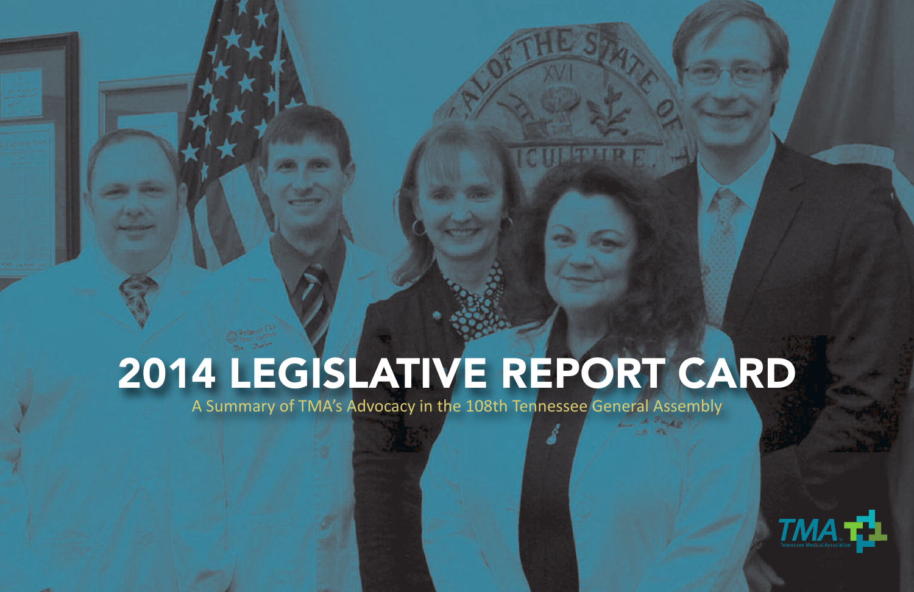# 2014 LEGISLATIVE REPORT CARD

A Summary of TMA's Advocacy in the 108th Tennessee General Assembly

TMA Tennessee Medical Association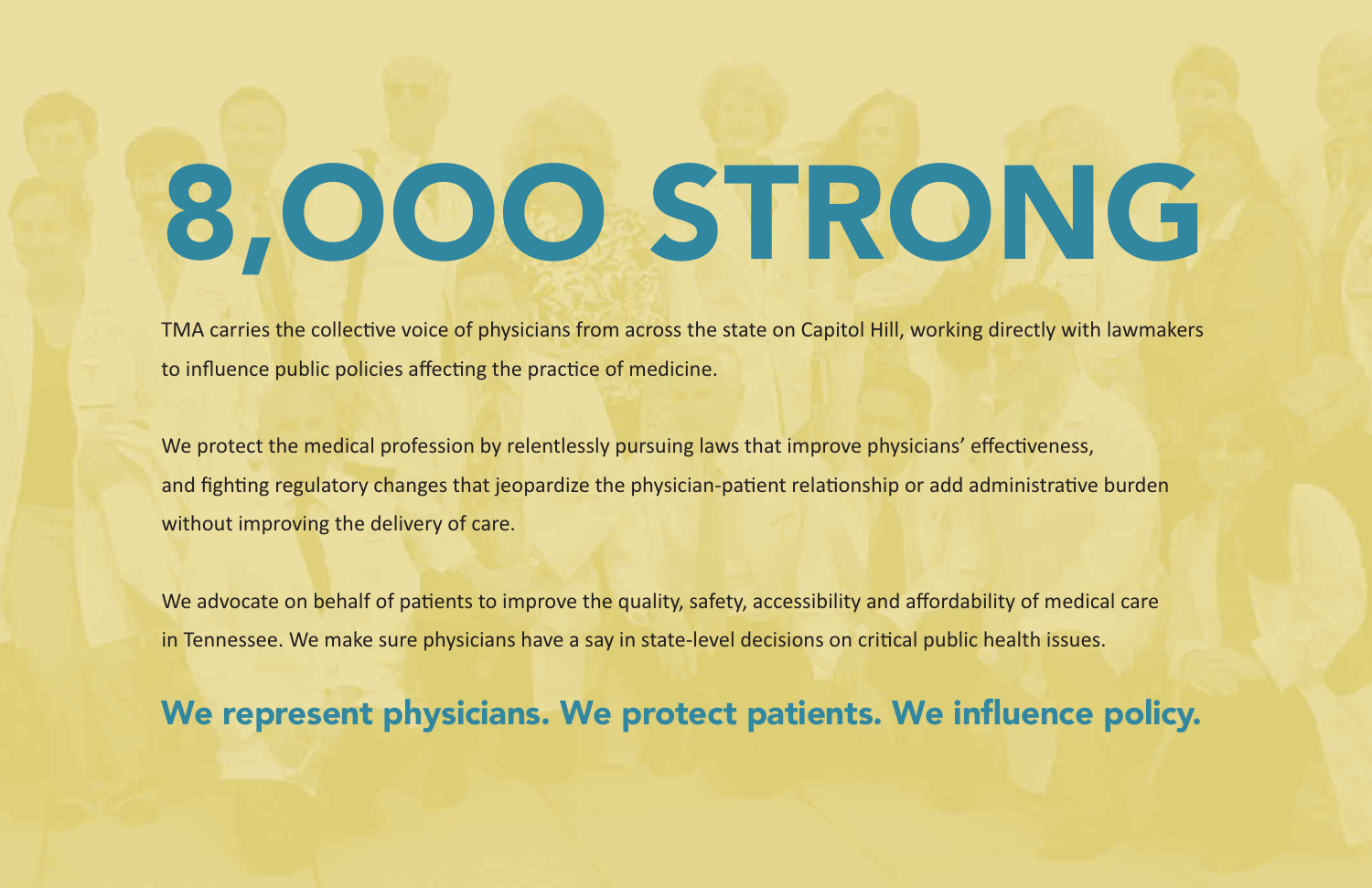# 8,000 STRONG

TMA carries the collective voice of physicians from across the state on Capitol Hill, working directly with lawmakers to influence public policies affecting the practice of medicine.

We protect the medical profession by relentlessly pursuing laws that improve physicians' effectiveness, and fighting regulatory changes that jeopardize the physician-patient relationship or add administrative burden without improving the delivery of care.

We advocate on behalf of patients to improve the quality, safety, accessibility and affordability of medical care in Tennessee. We make sure physicians have a say in state-level decisions on critical public health issues.

## We represent physicians. We protect patients. We influence policy.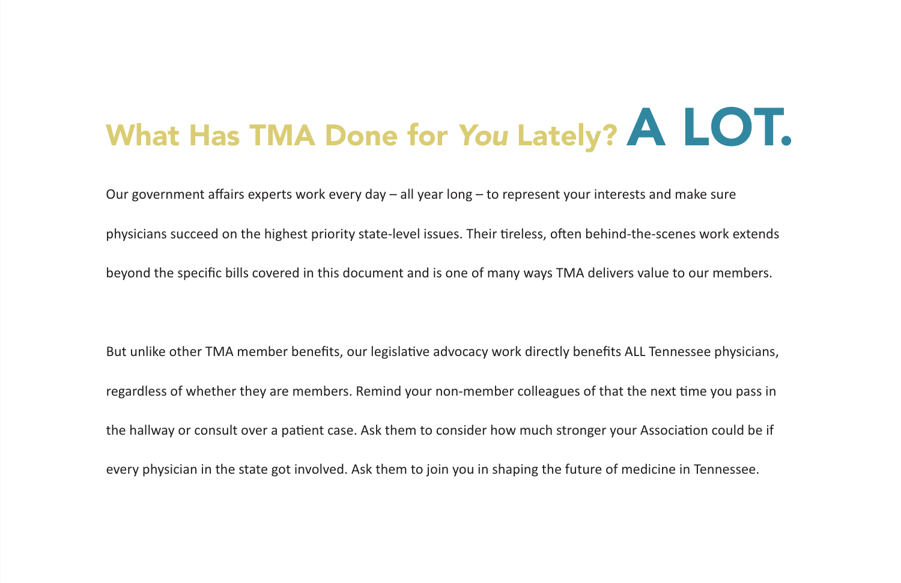# What Has TMA Done for *You* Lately? A LOT.

Our government affairs experts work every day – all year long – to represent your interests and make sure physicians succeed on the highest priority state-level issues. Their tireless, often behind-the-scenes work extends beyond the specific bills covered in this document and is one of many ways TMA delivers value to our members.

But unlike other TMA member benefits, our legislative advocacy work directly benefits ALL Tennessee physicians, regardless of whether they are members. Remind your non-member colleagues of that the next time you pass in the hallway or consult over a patient case. Ask them to consider how much stronger your Association could be if every physician in the state got involved. Ask them to join you in shaping the future of medicine in Tennessee.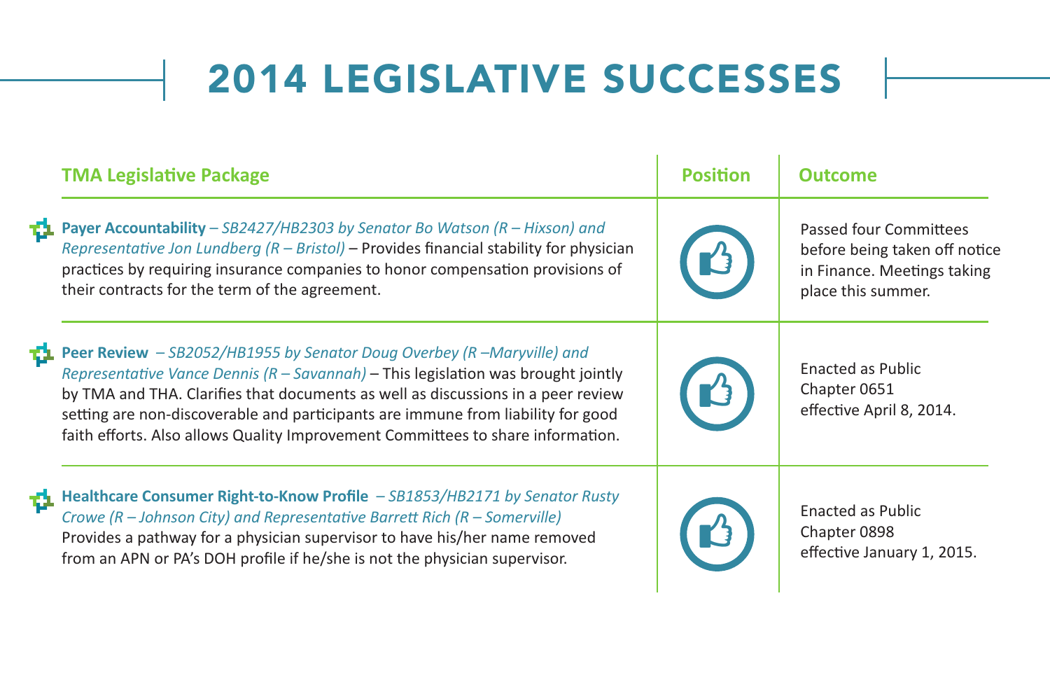# 2014 LEGISLATIVE SUCCESSES

| TMA Legislative Package | Position | Outcome |
| --- | --- | --- |
| **Payer Accountability** *– SB2427/HB2303 by Senator Bo Watson (R – Hixson) and Representative Jon Lundberg (R – Bristol)* – Provides financial stability for physician practices by requiring insurance companies to honor compensation provisions of their contracts for the term of the agreement. | 👍 | Passed four Committees before being taken off notice in Finance. Meetings taking place this summer. |
| **Peer Review** *– SB2052/HB1955 by Senator Doug Overbey (R –Maryville) and Representative Vance Dennis (R – Savannah)* – This legislation was brought jointly by TMA and THA. Clarifies that documents as well as discussions in a peer review setting are non-discoverable and participants are immune from liability for good faith efforts. Also allows Quality Improvement Committees to share information. | 👍 | Enacted as Public Chapter 0651 effective April 8, 2014. |
| **Healthcare Consumer Right-to-Know Profile** *– SB1853/HB2171 by Senator Rusty Crowe (R – Johnson City) and Representative Barrett Rich (R – Somerville)* Provides a pathway for a physician supervisor to have his/her name removed from an APN or PA's DOH profile if he/she is not the physician supervisor. | 👍 | Enacted as Public Chapter 0898 effective January 1, 2015. |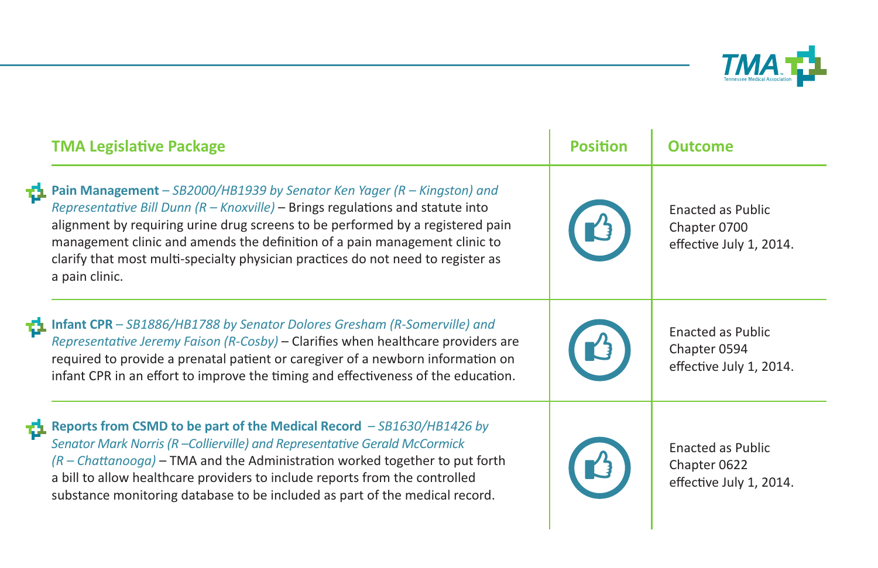| TMA Legislative Package | Position | Outcome |
|---|---|---|
| **Pain Management** – *SB2000/HB1939 by Senator Ken Yager (R – Kingston) and Representative Bill Dunn (R – Knoxville)* – Brings regulations and statute into alignment by requiring urine drug screens to be performed by a registered pain management clinic and amends the definition of a pain management clinic to clarify that most multi-specialty physician practices do not need to register as a pain clinic. | 👍 | Enacted as Public Chapter 0700 effective July 1, 2014. |
| **Infant CPR** – *SB1886/HB1788 by Senator Dolores Gresham (R-Somerville) and Representative Jeremy Faison (R-Cosby)* – Clarifies when healthcare providers are required to provide a prenatal patient or caregiver of a newborn information on infant CPR in an effort to improve the timing and effectiveness of the education. | 👍 | Enacted as Public Chapter 0594 effective July 1, 2014. |
| **Reports from CSMD to be part of the Medical Record** – *SB1630/HB1426 by Senator Mark Norris (R –Collierville) and Representative Gerald McCormick (R – Chattanooga)* – TMA and the Administration worked together to put forth a bill to allow healthcare providers to include reports from the controlled substance monitoring database to be included as part of the medical record. | 👍 | Enacted as Public Chapter 0622 effective July 1, 2014. |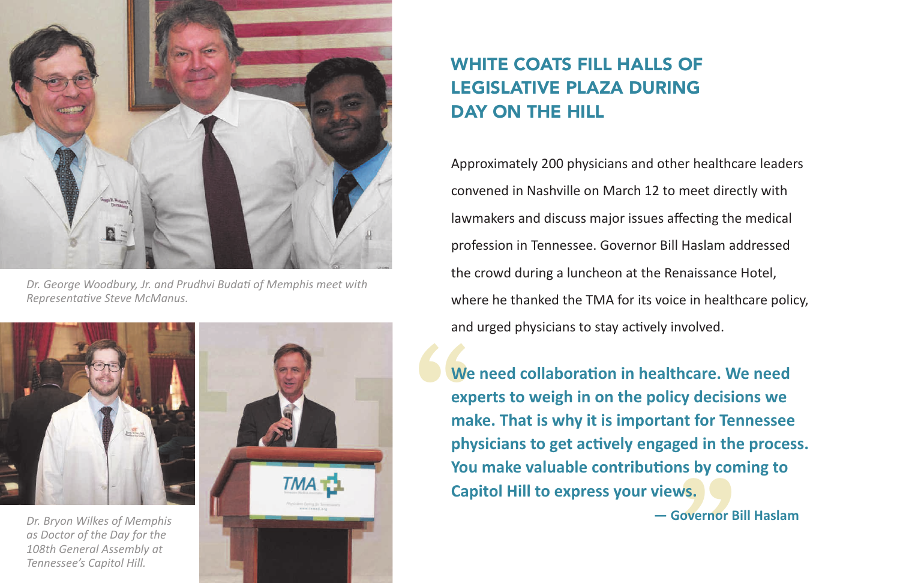Dr. George Woodbury, Jr. and Prudhvi Budati of Memphis meet with Representative Steve McManus.

Dr. Bryon Wilkes of Memphis as Doctor of the Day for the 108th General Assembly at Tennessee's Capitol Hill.

## WHITE COATS FILL HALLS OF LEGISLATIVE PLAZA DURING DAY ON THE HILL

Approximately 200 physicians and other healthcare leaders convened in Nashville on March 12 to meet directly with lawmakers and discuss major issues affecting the medical profession in Tennessee. Governor Bill Haslam addressed the crowd during a luncheon at the Renaissance Hotel, where he thanked the TMA for its voice in healthcare policy, and urged physicians to stay actively involved.

> **"We need collaboration in healthcare. We need experts to weigh in on the policy decisions we make. That is why it is important for Tennessee physicians to get actively engaged in the process. You make valuable contributions by coming to Capitol Hill to express your views."**
>
> **— Governor Bill Haslam**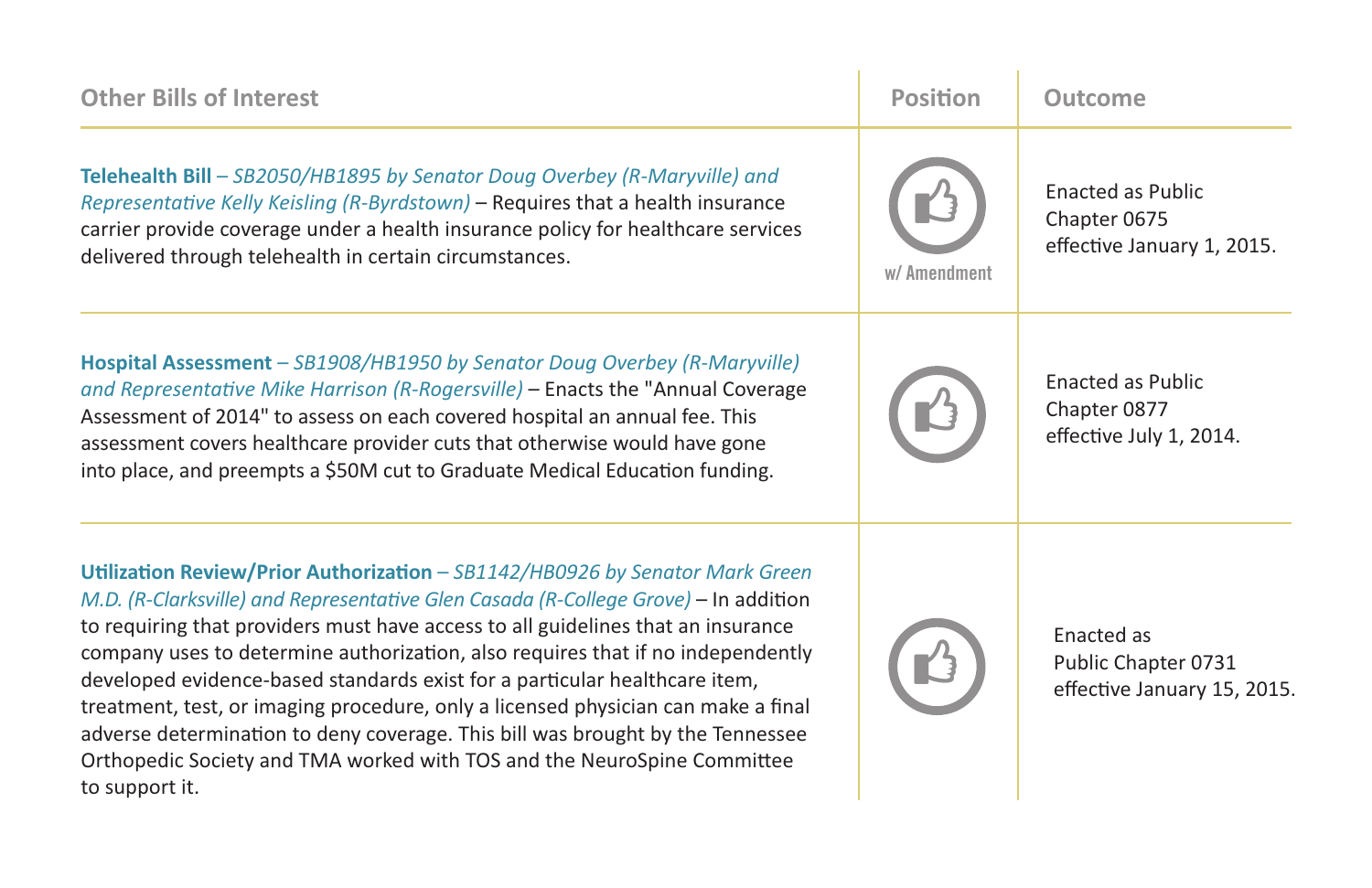| Other Bills of Interest | Position | Outcome |
| --- | --- | --- |
| **Telehealth Bill** – *SB2050/HB1895 by Senator Doug Overbey (R-Maryville) and Representative Kelly Keisling (R-Byrdstown)* – Requires that a health insurance carrier provide coverage under a health insurance policy for healthcare services delivered through telehealth in certain circumstances. | Support w/ Amendment | Enacted as Public Chapter 0675 effective January 1, 2015. |
| **Hospital Assessment** – *SB1908/HB1950 by Senator Doug Overbey (R-Maryville) and Representative Mike Harrison (R-Rogersville)* – Enacts the "Annual Coverage Assessment of 2014" to assess on each covered hospital an annual fee. This assessment covers healthcare provider cuts that otherwise would have gone into place, and preempts a $50M cut to Graduate Medical Education funding. | Support | Enacted as Public Chapter 0877 effective July 1, 2014. |
| **Utilization Review/Prior Authorization** – *SB1142/HB0926 by Senator Mark Green M.D. (R-Clarksville) and Representative Glen Casada (R-College Grove)* – In addition to requiring that providers must have access to all guidelines that an insurance company uses to determine authorization, also requires that if no independently developed evidence-based standards exist for a particular healthcare item, treatment, test, or imaging procedure, only a licensed physician can make a final adverse determination to deny coverage. This bill was brought by the Tennessee Orthopedic Society and TMA worked with TOS and the NeuroSpine Committee to support it. | Support | Enacted as Public Chapter 0731 effective January 15, 2015. |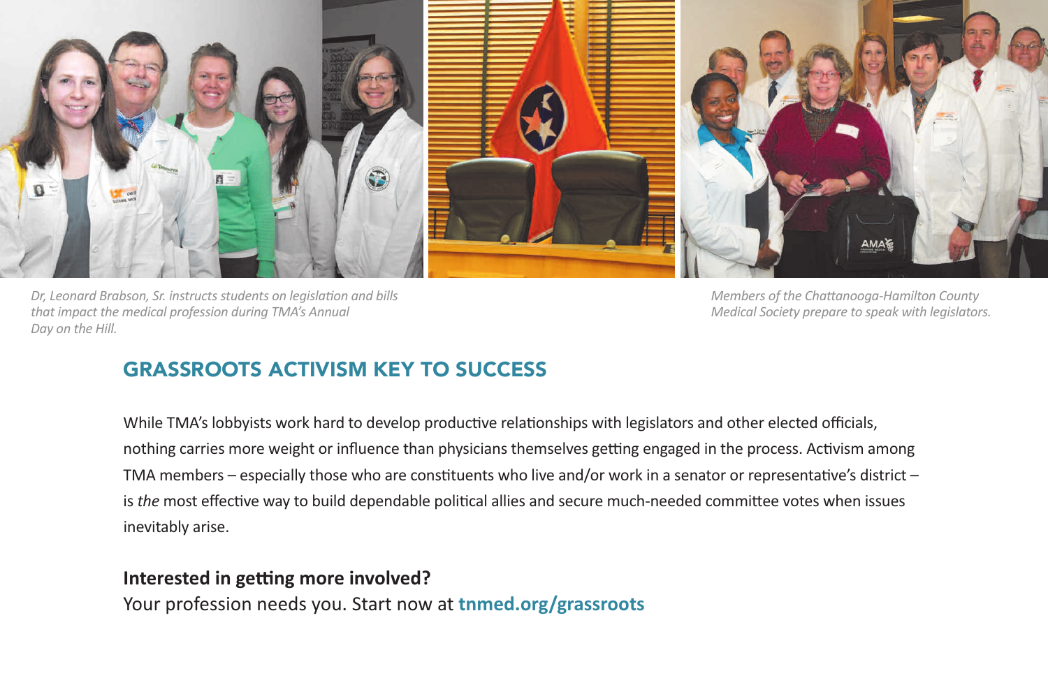*Dr, Leonard Brabson, Sr. instructs students on legislation and bills that impact the medical profession during TMA's Annual Day on the Hill.*

*Members of the Chattanooga-Hamilton County Medical Society prepare to speak with legislators.*

## GRASSROOTS ACTIVISM KEY TO SUCCESS

While TMA's lobbyists work hard to develop productive relationships with legislators and other elected officials, nothing carries more weight or influence than physicians themselves getting engaged in the process. Activism among TMA members – especially those who are constituents who live and/or work in a senator or representative's district – is *the* most effective way to build dependable political allies and secure much-needed committee votes when issues inevitably arise.

**Interested in getting more involved?**
Your profession needs you. Start now at **tnmed.org/grassroots**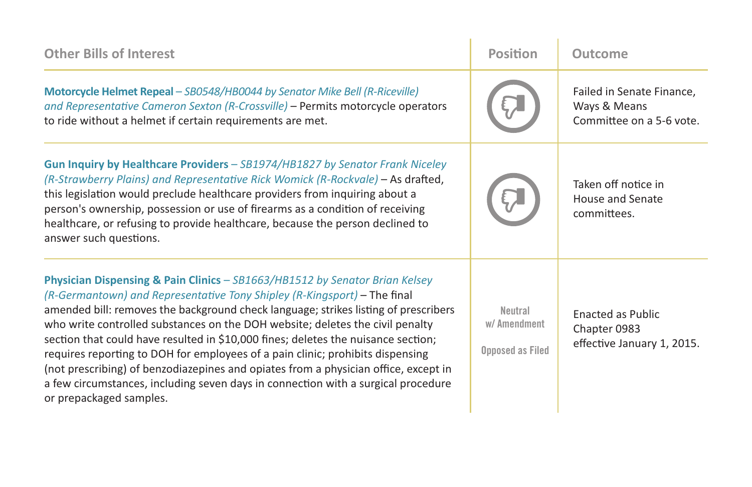| Other Bills of Interest | Position | Outcome |
|---|---|---|
| **Motorcycle Helmet Repeal** – *SB0548/HB0044 by Senator Mike Bell (R-Riceville) and Representative Cameron Sexton (R-Crossville)* – Permits motorcycle operators to ride without a helmet if certain requirements are met. | 👎 | Failed in Senate Finance, Ways & Means Committee on a 5-6 vote. |
| **Gun Inquiry by Healthcare Providers** – *SB1974/HB1827 by Senator Frank Niceley (R-Strawberry Plains) and Representative Rick Womick (R-Rockvale)* – As drafted, this legislation would preclude healthcare providers from inquiring about a person's ownership, possession or use of firearms as a condition of receiving healthcare, or refusing to provide healthcare, because the person declined to answer such questions. | 👎 | Taken off notice in House and Senate committees. |
| **Physician Dispensing & Pain Clinics** – *SB1663/HB1512 by Senator Brian Kelsey (R-Germantown) and Representative Tony Shipley (R-Kingsport)* – The final amended bill: removes the background check language; strikes listing of prescribers who write controlled substances on the DOH website; deletes the civil penalty section that could have resulted in $10,000 fines; deletes the nuisance section; requires reporting to DOH for employees of a pain clinic; prohibits dispensing (not prescribing) of benzodiazepines and opiates from a physician office, except in a few circumstances, including seven days in connection with a surgical procedure or prepackaged samples. | Neutral w/ Amendment<br><br>Opposed as Filed | Enacted as Public Chapter 0983 effective January 1, 2015. |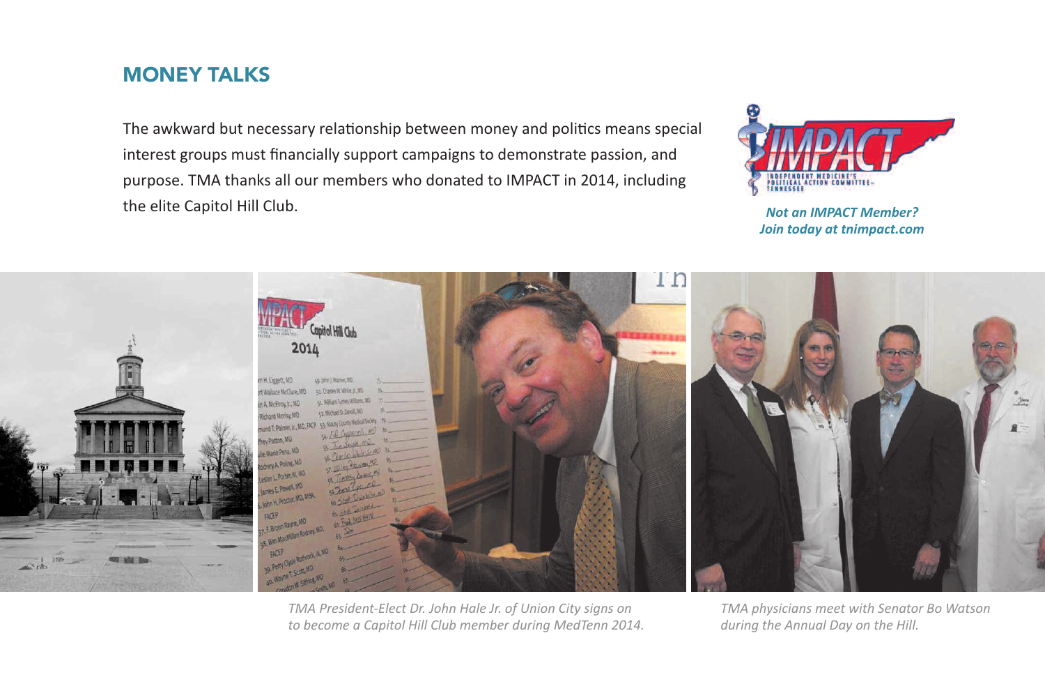## MONEY TALKS

The awkward but necessary relationship between money and politics means special interest groups must financially support campaigns to demonstrate passion, and purpose. TMA thanks all our members who donated to IMPACT in 2014, including the elite Capitol Hill Club.

***Not an IMPACT Member? Join today at tnimpact.com***

*TMA President-Elect Dr. John Hale Jr. of Union City signs on to become a Capitol Hill Club member during MedTenn 2014.*

*TMA physicians meet with Senator Bo Watson during the Annual Day on the Hill.*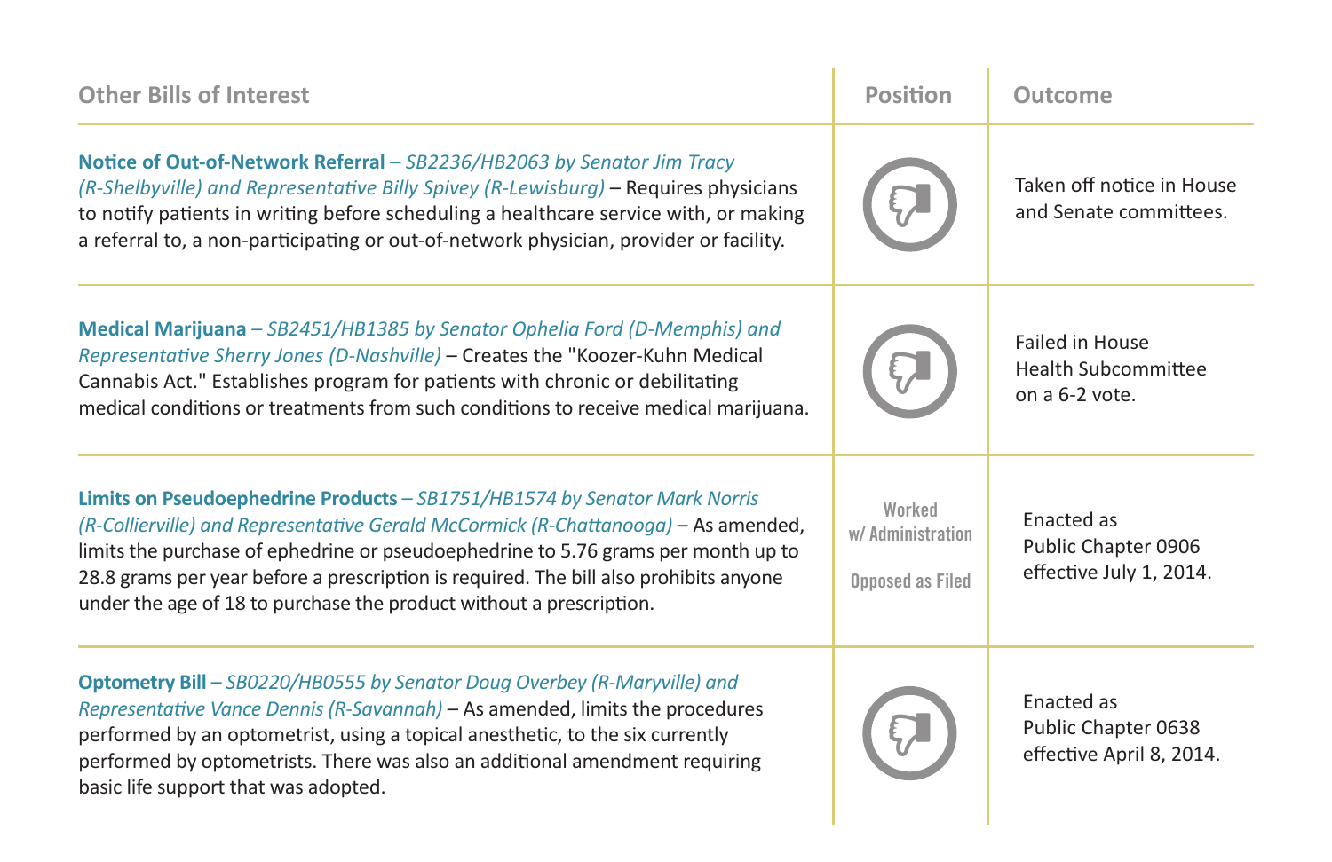| Other Bills of Interest | Position | Outcome |
|---|---|---|
| **Notice of Out-of-Network Referral** – *SB2236/HB2063 by Senator Jim Tracy (R-Shelbyville) and Representative Billy Spivey (R-Lewisburg)* – Requires physicians to notify patients in writing before scheduling a healthcare service with, or making a referral to, a non-participating or out-of-network physician, provider or facility. | Oppose | Taken off notice in House and Senate committees. |
| **Medical Marijuana** – *SB2451/HB1385 by Senator Ophelia Ford (D-Memphis) and Representative Sherry Jones (D-Nashville)* – Creates the "Koozer-Kuhn Medical Cannabis Act." Establishes program for patients with chronic or debilitating medical conditions or treatments from such conditions to receive medical marijuana. | Oppose | Failed in House Health Subcommittee on a 6-2 vote. |
| **Limits on Pseudoephedrine Products** – *SB1751/HB1574 by Senator Mark Norris (R-Collierville) and Representative Gerald McCormick (R-Chattanooga)* – As amended, limits the purchase of ephedrine or pseudoephedrine to 5.76 grams per month up to 28.8 grams per year before a prescription is required. The bill also prohibits anyone under the age of 18 to purchase the product without a prescription. | Worked w/ Administration<br><br>Opposed as Filed | Enacted as Public Chapter 0906 effective July 1, 2014. |
| **Optometry Bill** – *SB0220/HB0555 by Senator Doug Overbey (R-Maryville) and Representative Vance Dennis (R-Savannah)* – As amended, limits the procedures performed by an optometrist, using a topical anesthetic, to the six currently performed by optometrists. There was also an additional amendment requiring basic life support that was adopted. | Oppose | Enacted as Public Chapter 0638 effective April 8, 2014. |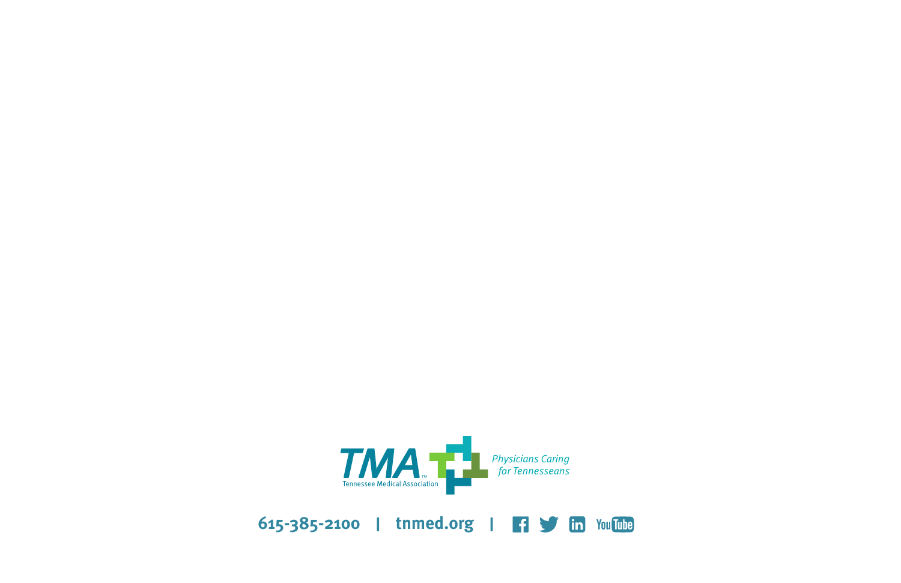TMA™

Tennessee Medical Association

*Physicians Caring for Tennesseans*

615-385-2100 | tnmed.org |